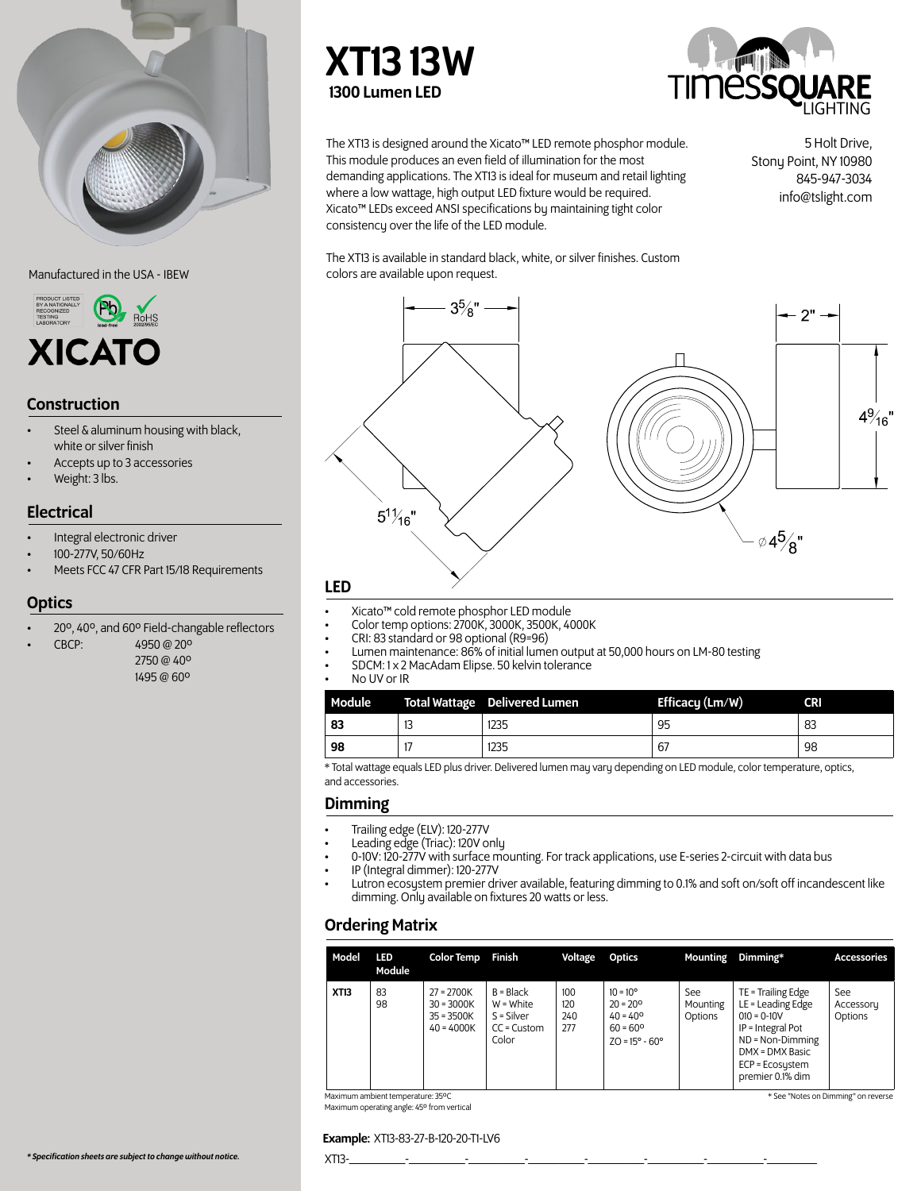# XT13 13W

**1300 Lumen LED**

TIMESSQUARE LIGHTING

The XT13 is designed around the Xicato™ LED remote phosphor module. This module produces an even field of illumination for the most demanding applications. The XT13 is ideal for museum and retail lighting where a low wattage, high output LED fixture would be required. Xicato™ LEDs exceed ANSI specifications by maintaining tight color consistency over the life of the LED module.

The XT13 is available in standard black, white, or silver finishes. Custom colors are available upon request.

5 Holt Drive,
Stony Point, NY 10980
845-947-3034
info@tslight.com

Manufactured in the USA - IBEW

XICATO

## Construction

- Steel & aluminum housing with black, white or silver finish
- Accepts up to 3 accessories
- Weight: 3 lbs.

## Electrical

- Integral electronic driver
- 100-277V, 50/60Hz
- Meets FCC 47 CFR Part 15/18 Requirements

## Optics

- 20º, 40º, and 60º Field-changable reflectors
- CBCP: 4950 @ 20º
  2750 @ 40º
  1495 @ 60º

3 5/8" | 2" | 4 9/16" | 5 11/16" | ⌀ 4 5/8"

## LED

- Xicato™ cold remote phosphor LED module
- Color temp options: 2700K, 3000K, 3500K, 4000K
- CRI: 83 standard or 98 optional (R9=96)
- Lumen maintenance: 86% of initial lumen output at 50,000 hours on LM-80 testing
- SDCM: 1 x 2 MacAdam Elipse. 50 kelvin tolerance
- No UV or IR

| Module | Total Wattage | Delivered Lumen | Efficacy (Lm/W) | CRI |
|---|---|---|---|---|
| **83** | 13 | 1235 | 95 | 83 |
| **98** | 17 | 1235 | 67 | 98 |

* Total wattage equals LED plus driver. Delivered lumen may vary depending on LED module, color temperature, optics, and accessories.

## Dimming

- Trailing edge (ELV): 120-277V
- Leading edge (Triac): 120V only
- 0-10V: 120-277V with surface mounting. For track applications, use E-series 2-circuit with data bus
- IP (Integral dimmer): 120-277V
- Lutron ecosystem premier driver available, featuring dimming to 0.1% and soft on/soft off incandescent like dimming. Only available on fixtures 20 watts or less.

## Ordering Matrix

| Model | LED Module | Color Temp | Finish | Voltage | Optics | Mounting | Dimming* | Accessories |
|---|---|---|---|---|---|---|---|---|
| **XT13** | 83<br>98 | 27 = 2700K<br>30 = 3000K<br>35 = 3500K<br>40 = 4000K | B = Black<br>W = White<br>S = Silver<br>CC = Custom Color | 100<br>120<br>240<br>277 | 10 = 10º<br>20 = 20º<br>40 = 40º<br>60 = 60º<br>ZO = 15º - 60º | See Mounting Options | TE = Trailing Edge<br>LE = Leading Edge<br>010 = 0-10V<br>IP = Integral Pot<br>ND = Non-Dimming<br>DMX = DMX Basic<br>ECP = Ecosystem premier 0.1% dim | See Accessory Options |

Maximum ambient temperature: 35ºC
Maximum operating angle: 45º from vertical

* See "Notes on Dimming" on reverse

**Example:** XT13-83-27-B-120-20-T1-LV6

XT13-\_\_\_\_\_\_-\_\_\_\_\_\_-\_\_\_\_\_\_-\_\_\_\_\_\_-\_\_\_\_\_\_-\_\_\_\_\_\_-\_\_\_\_\_\_-\_\_\_\_\_\_

*\* Specification sheets are subject to change without notice.*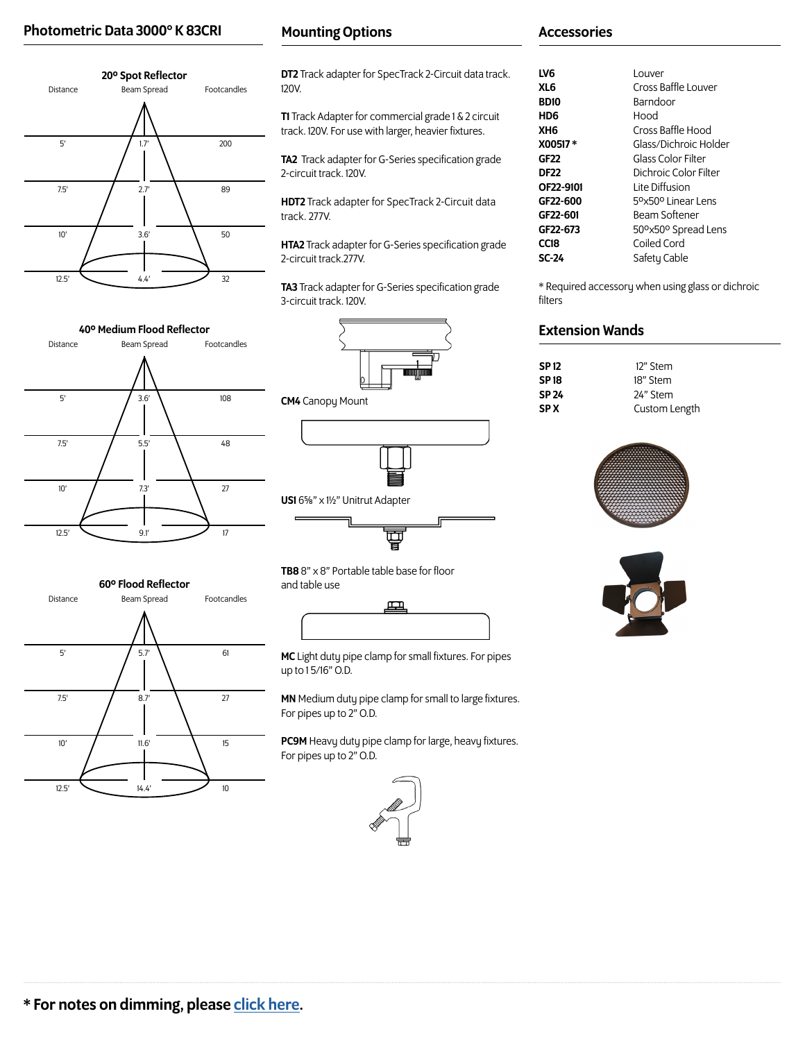## Photometric Data 3000° K 83CRI

### 20º Spot Reflector

Distance
Beam Spread
Footcandles

5'
1.7'
200

7.5'
2.7'
89

10'
3.6'
50

12.5'
4.4'
32

### 40º Medium Flood Reflector

Distance
Beam Spread
Footcandles

5'
3.6'
108

7.5'
5.5'
48

10'
7.3'
27

12.5'
9.1'
17

### 60º Flood Reflector

Distance
Beam Spread
Footcandles

5'
5.7'
61

7.5'
8.7'
27

10'
11.6'
15

12.5'
14.4'
10

## Mounting Options

**DT2** Track adapter for SpecTrack 2-Circuit data track. 120V.

**TI** Track Adapter for commercial grade 1 & 2 circuit track. 120V. For use with larger, heavier fixtures.

**TA2** Track adapter for G-Series specification grade 2-circuit track. 120V.

**HDT2** Track adapter for SpecTrack 2-Circuit data track. 277V.

**HTA2** Track adapter for G-Series specification grade 2-circuit track.277V.

**TA3** Track adapter for G-Series specification grade 3-circuit track. 120V.

**CM4** Canopy Mount

**US1** 6⅝" x 1½" Unitrut Adapter

**TB8** 8" x 8" Portable table base for floor and table use

**MC** Light duty pipe clamp for small fixtures. For pipes up to 1 5/16" O.D.

**MN** Medium duty pipe clamp for small to large fixtures. For pipes up to 2" O.D.

**PC9M** Heavy duty pipe clamp for large, heavy fixtures. For pipes up to 2" O.D.

## Accessories

| | |
|---|---|
| **LV6** | Louver |
| **XL6** | Cross Baffle Louver |
| **BD10** | Barndoor |
| **HD6** | Hood |
| **XH6** | Cross Baffle Hood |
| **X00517 *** | Glass/Dichroic Holder |
| **GF22** | Glass Color Filter |
| **DF22** | Dichroic Color Filter |
| **OF22-9101** | Lite Diffusion |
| **GF22-600** | 5º×50º Linear Lens |
| **GF22-601** | Beam Softener |
| **GF22-673** | 50º×50º Spread Lens |
| **CC18** | Coiled Cord |
| **SC-24** | Safety Cable |

* Required accessory when using glass or dichroic filters

## Extension Wands

| | |
|---|---|
| **SP 12** | 12" Stem |
| **SP 18** | 18" Stem |
| **SP 24** | 24" Stem |
| **SP X** | Custom Length |

**\* For notes on dimming, please click here.**